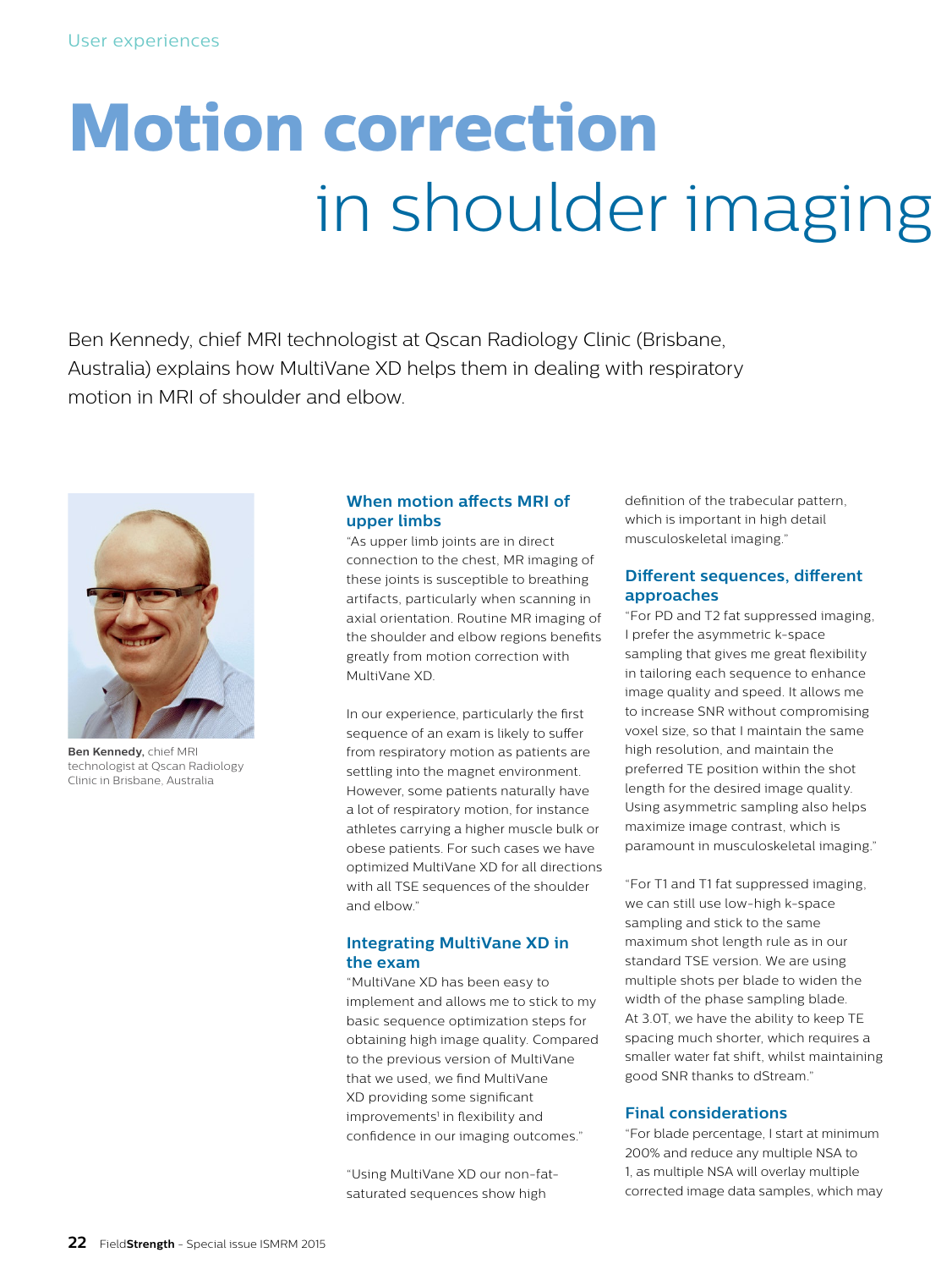User experiences

# Motion correction in shoulder imaging

Ben Kennedy, chief MRI technologist at Qscan Radiology Clinic (Brisbane, Australia) explains how MultiVane XD helps them in dealing with respiratory motion in MRI of shoulder and elbow.

**Ben Kennedy,** chief MRI technologist at Qscan Radiology Clinic in Brisbane, Australia

## When motion affects MRI of upper limbs

"As upper limb joints are in direct connection to the chest, MR imaging of these joints is susceptible to breathing artifacts, particularly when scanning in axial orientation. Routine MR imaging of the shoulder and elbow regions benefits greatly from motion correction with MultiVane XD.

In our experience, particularly the first sequence of an exam is likely to suffer from respiratory motion as patients are settling into the magnet environment. However, some patients naturally have a lot of respiratory motion, for instance athletes carrying a higher muscle bulk or obese patients. For such cases we have optimized MultiVane XD for all directions with all TSE sequences of the shoulder and elbow."

## Integrating MultiVane XD in the exam

"MultiVane XD has been easy to implement and allows me to stick to my basic sequence optimization steps for obtaining high image quality. Compared to the previous version of MultiVane that we used, we find MultiVane XD providing some significant improvements[1] in flexibility and confidence in our imaging outcomes."

"Using MultiVane XD our non-fat-saturated sequences show high definition of the trabecular pattern, which is important in high detail musculoskeletal imaging."

## Different sequences, different approaches

"For PD and T2 fat suppressed imaging, I prefer the asymmetric k-space sampling that gives me great flexibility in tailoring each sequence to enhance image quality and speed. It allows me to increase SNR without compromising voxel size, so that I maintain the same high resolution, and maintain the preferred TE position within the shot length for the desired image quality. Using asymmetric sampling also helps maximize image contrast, which is paramount in musculoskeletal imaging."

"For T1 and T1 fat suppressed imaging, we can still use low-high k-space sampling and stick to the same maximum shot length rule as in our standard TSE version. We are using multiple shots per blade to widen the width of the phase sampling blade. At 3.0T, we have the ability to keep TE spacing much shorter, which requires a smaller water fat shift, whilst maintaining good SNR thanks to dStream."

## Final considerations

"For blade percentage, I start at minimum 200% and reduce any multiple NSA to 1, as multiple NSA will overlay multiple corrected image data samples, which may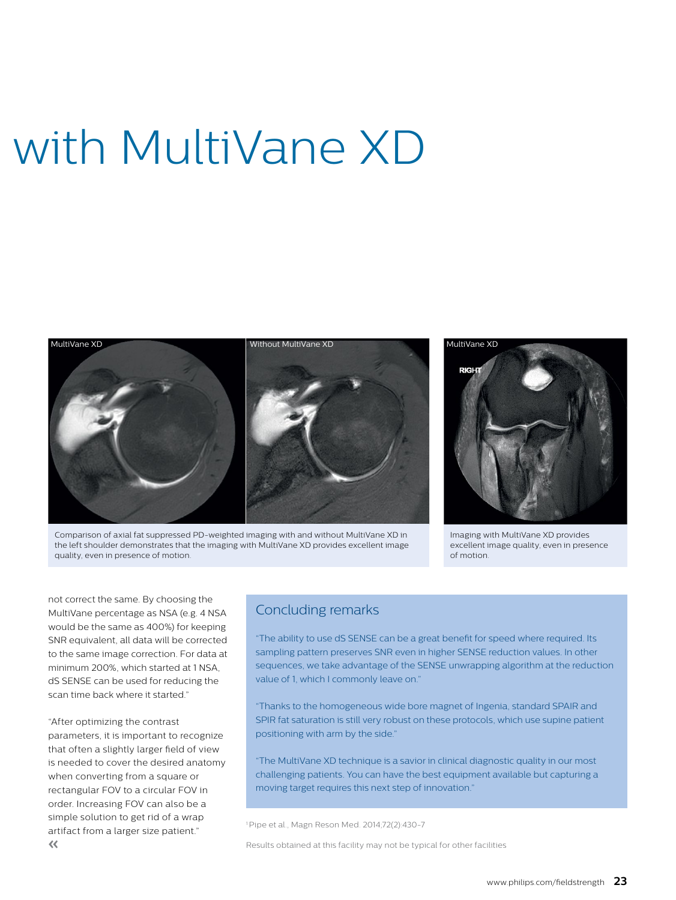# with MultiVane XD

Comparison of axial fat suppressed PD-weighted imaging with and without MultiVane XD in the left shoulder demonstrates that the imaging with MultiVane XD provides excellent image quality, even in presence of motion.

Imaging with MultiVane XD provides excellent image quality, even in presence of motion.

not correct the same. By choosing the MultiVane percentage as NSA (e.g. 4 NSA would be the same as 400%) for keeping SNR equivalent, all data will be corrected to the same image correction. For data at minimum 200%, which started at 1 NSA, dS SENSE can be used for reducing the scan time back where it started."

"After optimizing the contrast parameters, it is important to recognize that often a slightly larger field of view is needed to cover the desired anatomy when converting from a square or rectangular FOV to a circular FOV in order. Increasing FOV can also be a simple solution to get rid of a wrap artifact from a larger size patient." «

## Concluding remarks

"The ability to use dS SENSE can be a great benefit for speed where required. Its sampling pattern preserves SNR even in higher SENSE reduction values. In other sequences, we take advantage of the SENSE unwrapping algorithm at the reduction value of 1, which I commonly leave on."

"Thanks to the homogeneous wide bore magnet of Ingenia, standard SPAIR and SPIR fat saturation is still very robust on these protocols, which use supine patient positioning with arm by the side."

"The MultiVane XD technique is a savior in clinical diagnostic quality in our most challenging patients. You can have the best equipment available but capturing a moving target requires this next step of innovation."

[1] Pipe et al., Magn Reson Med. 2014;72(2):430-7

Results obtained at this facility may not be typical for other facilities